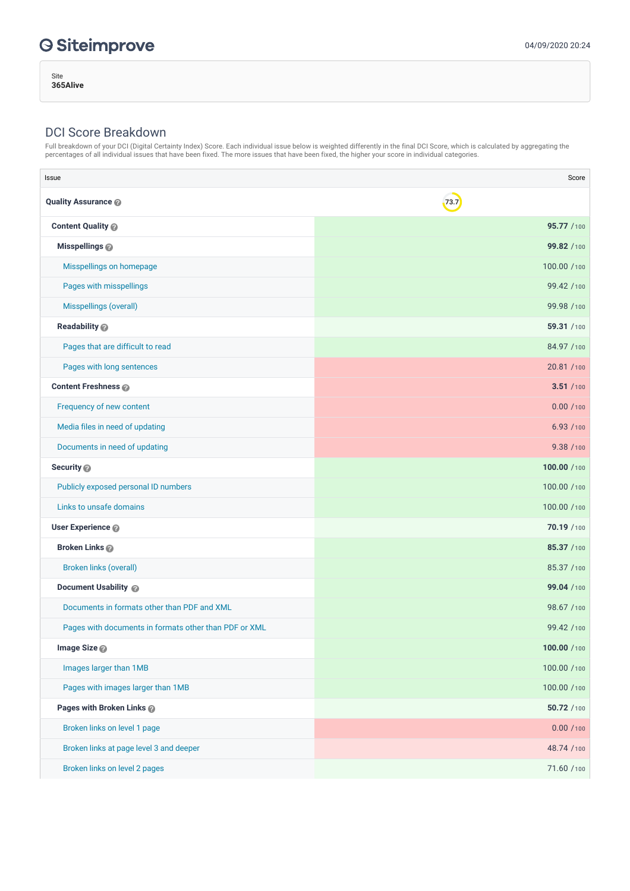# Siteimprove

04/09/2020 20:24

Site
**365Alive**

## DCI Score Breakdown

Full breakdown of your DCI (Digital Certainty Index) Score. Each individual issue below is weighted differently in the final DCI Score, which is calculated by aggregating the percentages of all individual issues that have been fixed. The more issues that have been fixed, the higher your score in individual categories.

| Issue | Score |
|---|---|
| **Quality Assurance** | 73.7 |
| **Content Quality** | **95.77** /100 |
| **Misspellings** | **99.82** /100 |
| Misspellings on homepage | 100.00 /100 |
| Pages with misspellings | 99.42 /100 |
| Misspellings (overall) | 99.98 /100 |
| **Readability** | **59.31** /100 |
| Pages that are difficult to read | 84.97 /100 |
| Pages with long sentences | 20.81 /100 |
| **Content Freshness** | **3.51** /100 |
| Frequency of new content | 0.00 /100 |
| Media files in need of updating | 6.93 /100 |
| Documents in need of updating | 9.38 /100 |
| **Security** | **100.00** /100 |
| Publicly exposed personal ID numbers | 100.00 /100 |
| Links to unsafe domains | 100.00 /100 |
| **User Experience** | **70.19** /100 |
| **Broken Links** | **85.37** /100 |
| Broken links (overall) | 85.37 /100 |
| **Document Usability** | **99.04** /100 |
| Documents in formats other than PDF and XML | 98.67 /100 |
| Pages with documents in formats other than PDF or XML | 99.42 /100 |
| **Image Size** | **100.00** /100 |
| Images larger than 1MB | 100.00 /100 |
| Pages with images larger than 1MB | 100.00 /100 |
| **Pages with Broken Links** | **50.72** /100 |
| Broken links on level 1 page | 0.00 /100 |
| Broken links at page level 3 and deeper | 48.74 /100 |
| Broken links on level 2 pages | 71.60 /100 |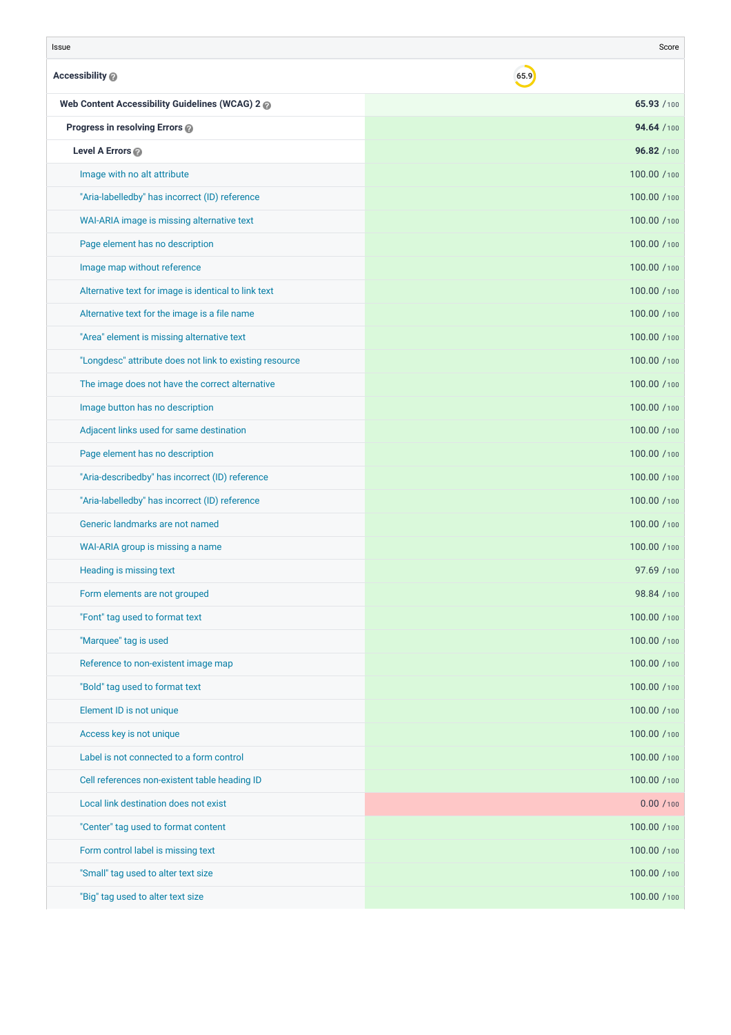| Issue | Score |
|---|---|
| **Accessibility** | 65.9 |
| **Web Content Accessibility Guidelines (WCAG) 2** | **65.93** /100 |
| **Progress in resolving Errors** | **94.64** /100 |
| **Level A Errors** | **96.82** /100 |
| Image with no alt attribute | 100.00 /100 |
| "Aria-labelledby" has incorrect (ID) reference | 100.00 /100 |
| WAI-ARIA image is missing alternative text | 100.00 /100 |
| Page element has no description | 100.00 /100 |
| Image map without reference | 100.00 /100 |
| Alternative text for image is identical to link text | 100.00 /100 |
| Alternative text for the image is a file name | 100.00 /100 |
| "Area" element is missing alternative text | 100.00 /100 |
| "Longdesc" attribute does not link to existing resource | 100.00 /100 |
| The image does not have the correct alternative | 100.00 /100 |
| Image button has no description | 100.00 /100 |
| Adjacent links used for same destination | 100.00 /100 |
| Page element has no description | 100.00 /100 |
| "Aria-describedby" has incorrect (ID) reference | 100.00 /100 |
| "Aria-labelledby" has incorrect (ID) reference | 100.00 /100 |
| Generic landmarks are not named | 100.00 /100 |
| WAI-ARIA group is missing a name | 100.00 /100 |
| Heading is missing text | 97.69 /100 |
| Form elements are not grouped | 98.84 /100 |
| "Font" tag used to format text | 100.00 /100 |
| "Marquee" tag is used | 100.00 /100 |
| Reference to non-existent image map | 100.00 /100 |
| "Bold" tag used to format text | 100.00 /100 |
| Element ID is not unique | 100.00 /100 |
| Access key is not unique | 100.00 /100 |
| Label is not connected to a form control | 100.00 /100 |
| Cell references non-existent table heading ID | 100.00 /100 |
| Local link destination does not exist | 0.00 /100 |
| "Center" tag used to format content | 100.00 /100 |
| Form control label is missing text | 100.00 /100 |
| "Small" tag used to alter text size | 100.00 /100 |
| "Big" tag used to alter text size | 100.00 /100 |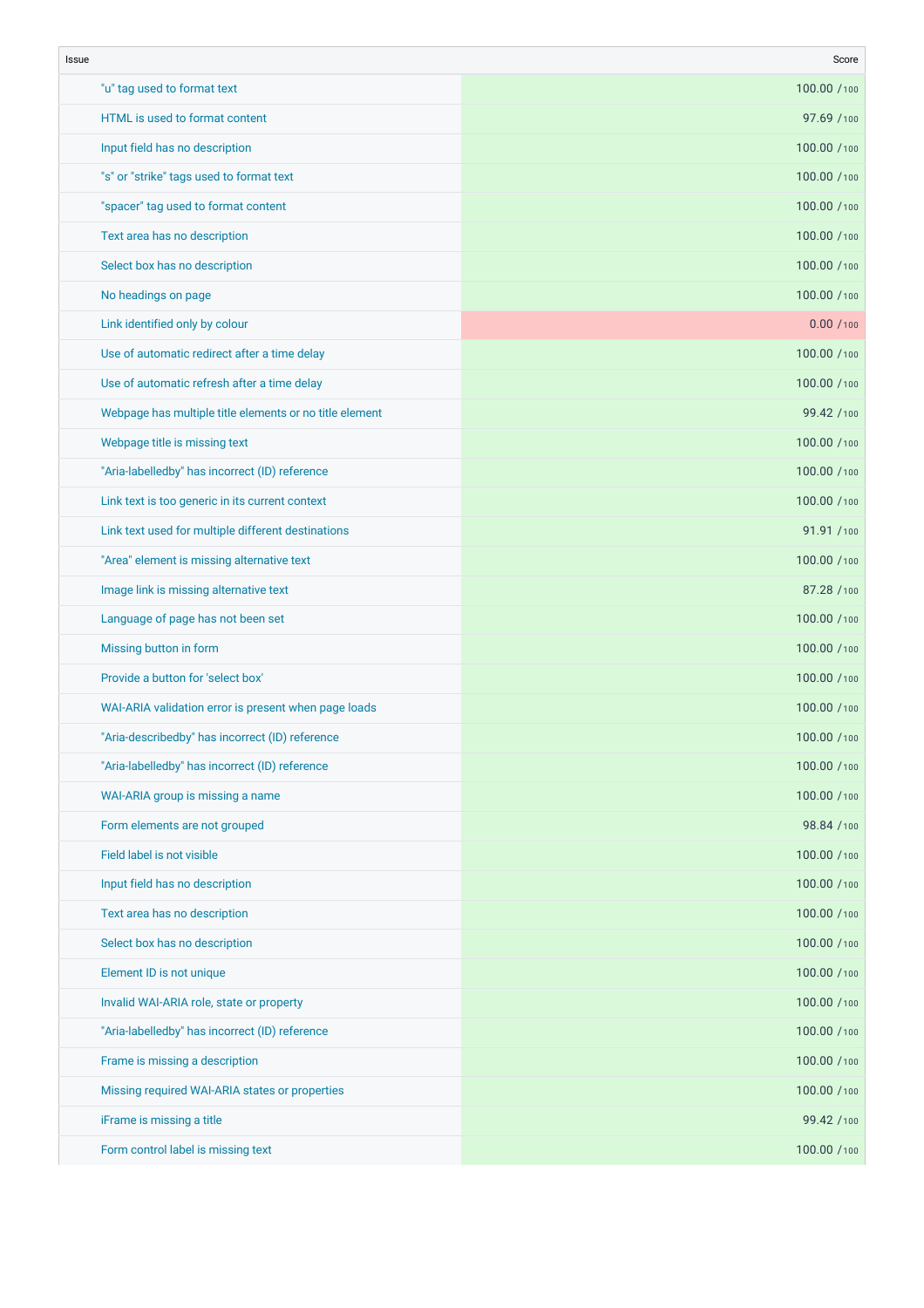| Issue | Score |
| --- | --- |
| "u" tag used to format text | 100.00 /100 |
| HTML is used to format content | 97.69 /100 |
| Input field has no description | 100.00 /100 |
| "s" or "strike" tags used to format text | 100.00 /100 |
| "spacer" tag used to format content | 100.00 /100 |
| Text area has no description | 100.00 /100 |
| Select box has no description | 100.00 /100 |
| No headings on page | 100.00 /100 |
| Link identified only by colour | 0.00 /100 |
| Use of automatic redirect after a time delay | 100.00 /100 |
| Use of automatic refresh after a time delay | 100.00 /100 |
| Webpage has multiple title elements or no title element | 99.42 /100 |
| Webpage title is missing text | 100.00 /100 |
| "Aria-labelledby" has incorrect (ID) reference | 100.00 /100 |
| Link text is too generic in its current context | 100.00 /100 |
| Link text used for multiple different destinations | 91.91 /100 |
| "Area" element is missing alternative text | 100.00 /100 |
| Image link is missing alternative text | 87.28 /100 |
| Language of page has not been set | 100.00 /100 |
| Missing button in form | 100.00 /100 |
| Provide a button for 'select box' | 100.00 /100 |
| WAI-ARIA validation error is present when page loads | 100.00 /100 |
| "Aria-describedby" has incorrect (ID) reference | 100.00 /100 |
| "Aria-labelledby" has incorrect (ID) reference | 100.00 /100 |
| WAI-ARIA group is missing a name | 100.00 /100 |
| Form elements are not grouped | 98.84 /100 |
| Field label is not visible | 100.00 /100 |
| Input field has no description | 100.00 /100 |
| Text area has no description | 100.00 /100 |
| Select box has no description | 100.00 /100 |
| Element ID is not unique | 100.00 /100 |
| Invalid WAI-ARIA role, state or property | 100.00 /100 |
| "Aria-labelledby" has incorrect (ID) reference | 100.00 /100 |
| Frame is missing a description | 100.00 /100 |
| Missing required WAI-ARIA states or properties | 100.00 /100 |
| iFrame is missing a title | 99.42 /100 |
| Form control label is missing text | 100.00 /100 |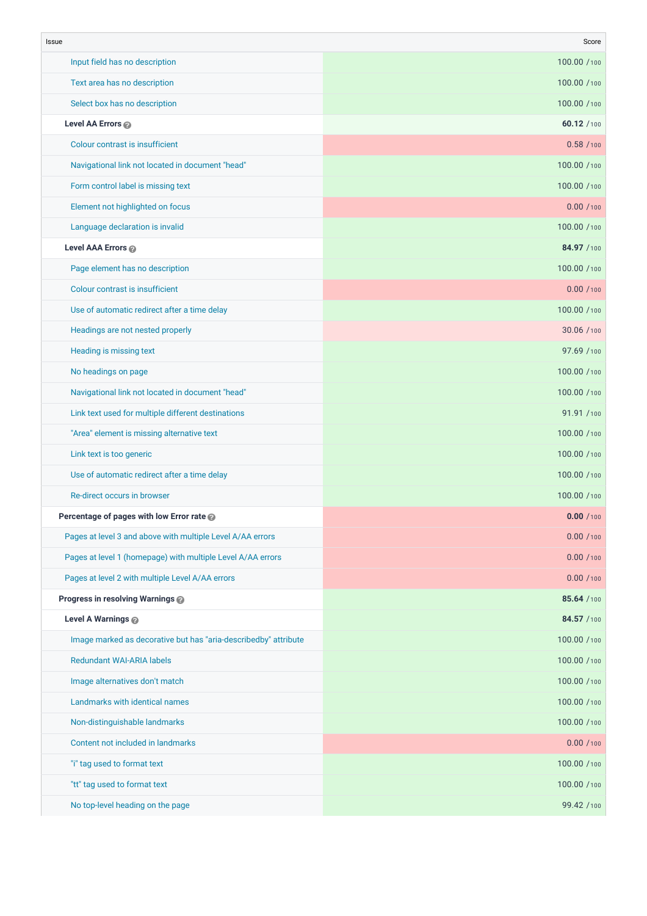| Issue | Score |
| --- | --- |
| Input field has no description | 100.00 /100 |
| Text area has no description | 100.00 /100 |
| Select box has no description | 100.00 /100 |
| **Level AA Errors** | **60.12** /100 |
| Colour contrast is insufficient | 0.58 /100 |
| Navigational link not located in document "head" | 100.00 /100 |
| Form control label is missing text | 100.00 /100 |
| Element not highlighted on focus | 0.00 /100 |
| Language declaration is invalid | 100.00 /100 |
| **Level AAA Errors** | **84.97** /100 |
| Page element has no description | 100.00 /100 |
| Colour contrast is insufficient | 0.00 /100 |
| Use of automatic redirect after a time delay | 100.00 /100 |
| Headings are not nested properly | 30.06 /100 |
| Heading is missing text | 97.69 /100 |
| No headings on page | 100.00 /100 |
| Navigational link not located in document "head" | 100.00 /100 |
| Link text used for multiple different destinations | 91.91 /100 |
| "Area" element is missing alternative text | 100.00 /100 |
| Link text is too generic | 100.00 /100 |
| Use of automatic redirect after a time delay | 100.00 /100 |
| Re-direct occurs in browser | 100.00 /100 |
| **Percentage of pages with low Error rate** | **0.00** /100 |
| Pages at level 3 and above with multiple Level A/AA errors | 0.00 /100 |
| Pages at level 1 (homepage) with multiple Level A/AA errors | 0.00 /100 |
| Pages at level 2 with multiple Level A/AA errors | 0.00 /100 |
| **Progress in resolving Warnings** | **85.64** /100 |
| **Level A Warnings** | **84.57** /100 |
| Image marked as decorative but has "aria-describedby" attribute | 100.00 /100 |
| Redundant WAI-ARIA labels | 100.00 /100 |
| Image alternatives don't match | 100.00 /100 |
| Landmarks with identical names | 100.00 /100 |
| Non-distinguishable landmarks | 100.00 /100 |
| Content not included in landmarks | 0.00 /100 |
| "i" tag used to format text | 100.00 /100 |
| "tt" tag used to format text | 100.00 /100 |
| No top-level heading on the page | 99.42 /100 |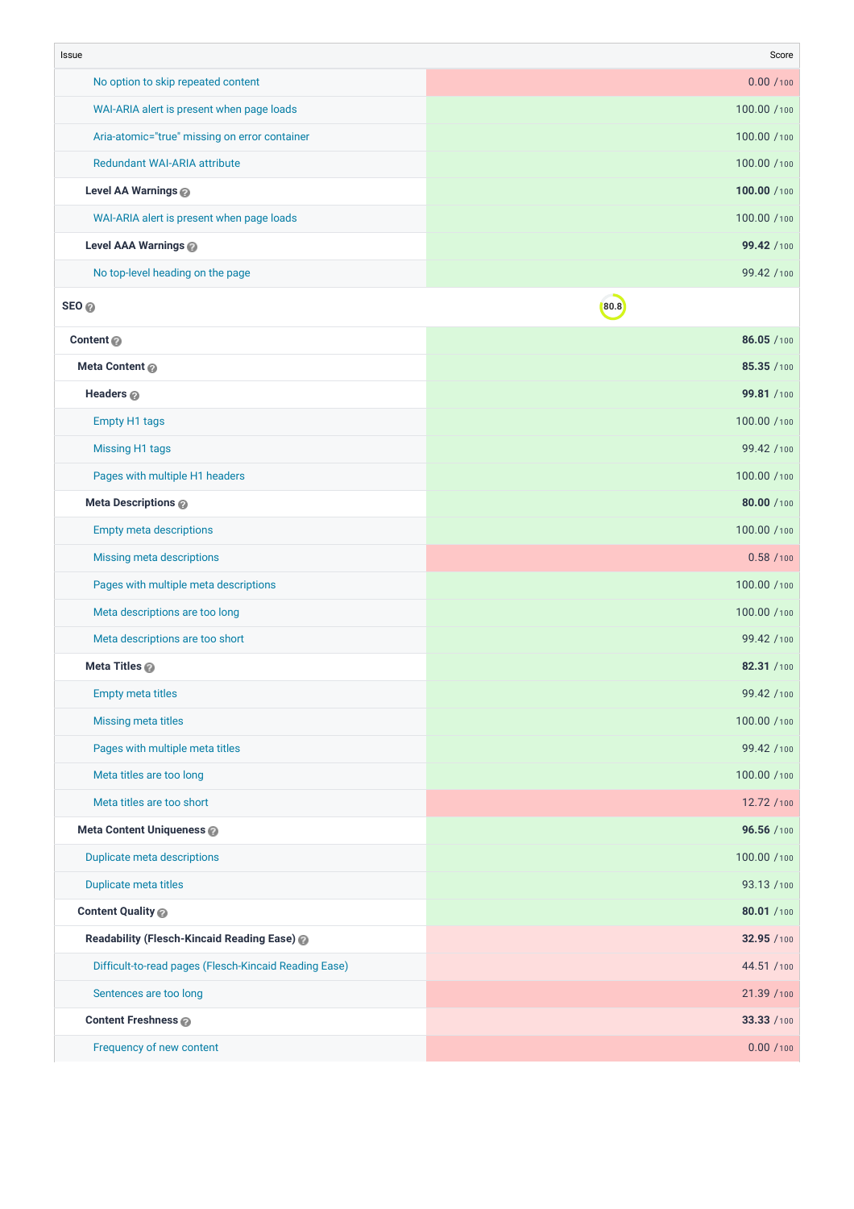| Issue | Score |
|---|---|
| No option to skip repeated content | 0.00 /100 |
| WAI-ARIA alert is present when page loads | 100.00 /100 |
| Aria-atomic="true" missing on error container | 100.00 /100 |
| Redundant WAI-ARIA attribute | 100.00 /100 |
| **Level AA Warnings** | **100.00** /100 |
| WAI-ARIA alert is present when page loads | 100.00 /100 |
| **Level AAA Warnings** | **99.42** /100 |
| No top-level heading on the page | 99.42 /100 |
| **SEO** | 80.8 |
| **Content** | **86.05** /100 |
| **Meta Content** | **85.35** /100 |
| **Headers** | **99.81** /100 |
| Empty H1 tags | 100.00 /100 |
| Missing H1 tags | 99.42 /100 |
| Pages with multiple H1 headers | 100.00 /100 |
| **Meta Descriptions** | **80.00** /100 |
| Empty meta descriptions | 100.00 /100 |
| Missing meta descriptions | 0.58 /100 |
| Pages with multiple meta descriptions | 100.00 /100 |
| Meta descriptions are too long | 100.00 /100 |
| Meta descriptions are too short | 99.42 /100 |
| **Meta Titles** | **82.31** /100 |
| Empty meta titles | 99.42 /100 |
| Missing meta titles | 100.00 /100 |
| Pages with multiple meta titles | 99.42 /100 |
| Meta titles are too long | 100.00 /100 |
| Meta titles are too short | 12.72 /100 |
| **Meta Content Uniqueness** | **96.56** /100 |
| Duplicate meta descriptions | 100.00 /100 |
| Duplicate meta titles | 93.13 /100 |
| **Content Quality** | **80.01** /100 |
| **Readability (Flesch-Kincaid Reading Ease)** | **32.95** /100 |
| Difficult-to-read pages (Flesch-Kincaid Reading Ease) | 44.51 /100 |
| Sentences are too long | 21.39 /100 |
| **Content Freshness** | **33.33** /100 |
| Frequency of new content | 0.00 /100 |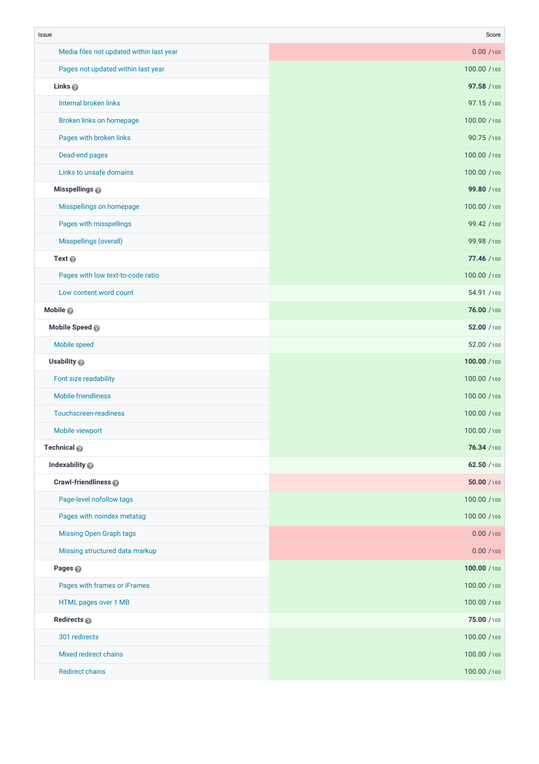| Issue | Score |
|---|---|
| Media files not updated within last year | 0.00 /100 |
| Pages not updated within last year | 100.00 /100 |
| **Links** | **97.58** /100 |
| Internal broken links | 97.15 /100 |
| Broken links on homepage | 100.00 /100 |
| Pages with broken links | 90.75 /100 |
| Dead-end pages | 100.00 /100 |
| Links to unsafe domains | 100.00 /100 |
| **Misspellings** | **99.80** /100 |
| Misspellings on homepage | 100.00 /100 |
| Pages with misspellings | 99.42 /100 |
| Misspellings (overall) | 99.98 /100 |
| **Text** | **77.46** /100 |
| Pages with low text-to-code ratio | 100.00 /100 |
| Low content word count | 54.91 /100 |
| **Mobile** | **76.00** /100 |
| **Mobile Speed** | **52.00** /100 |
| Mobile speed | 52.00 /100 |
| **Usability** | **100.00** /100 |
| Font size readability | 100.00 /100 |
| Mobile-friendliness | 100.00 /100 |
| Touchscreen-readiness | 100.00 /100 |
| Mobile viewport | 100.00 /100 |
| **Technical** | **76.34** /100 |
| **Indexability** | **62.50** /100 |
| **Crawl-friendliness** | **50.00** /100 |
| Page-level nofollow tags | 100.00 /100 |
| Pages with noindex metatag | 100.00 /100 |
| Missing Open Graph tags | 0.00 /100 |
| Missing structured data markup | 0.00 /100 |
| **Pages** | **100.00** /100 |
| Pages with frames or iFrames | 100.00 /100 |
| HTML pages over 1 MB | 100.00 /100 |
| **Redirects** | **75.00** /100 |
| 301 redirects | 100.00 /100 |
| Mixed redirect chains | 100.00 /100 |
| Redirect chains | 100.00 /100 |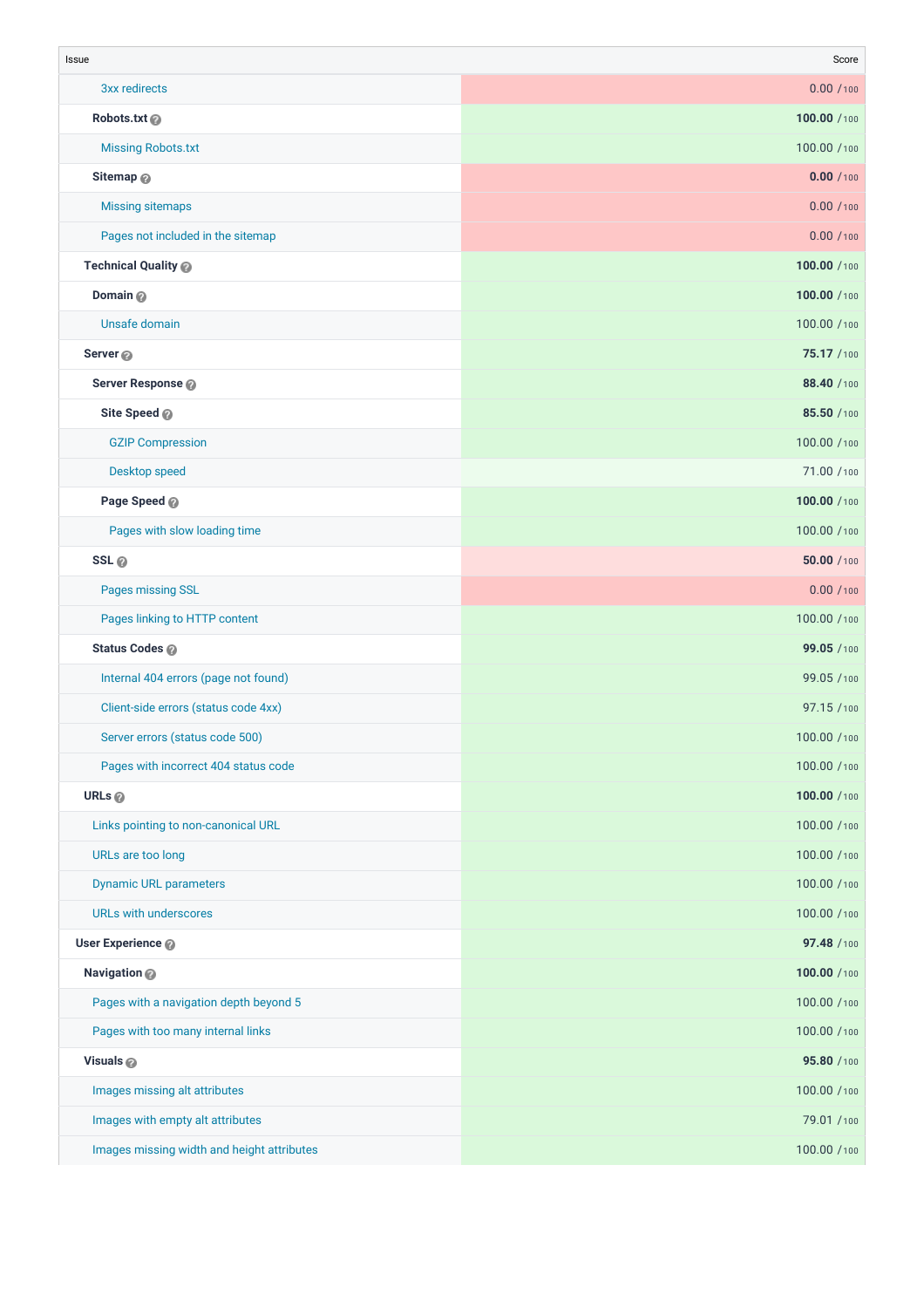| Issue | Score |
|---|---|
| 3xx redirects | 0.00 /100 |
| **Robots.txt** | **100.00** /100 |
| Missing Robots.txt | 100.00 /100 |
| **Sitemap** | **0.00** /100 |
| Missing sitemaps | 0.00 /100 |
| Pages not included in the sitemap | 0.00 /100 |
| **Technical Quality** | **100.00** /100 |
| **Domain** | **100.00** /100 |
| Unsafe domain | 100.00 /100 |
| **Server** | **75.17** /100 |
| **Server Response** | **88.40** /100 |
| **Site Speed** | **85.50** /100 |
| GZIP Compression | 100.00 /100 |
| Desktop speed | 71.00 /100 |
| **Page Speed** | **100.00** /100 |
| Pages with slow loading time | 100.00 /100 |
| **SSL** | **50.00** /100 |
| Pages missing SSL | 0.00 /100 |
| Pages linking to HTTP content | 100.00 /100 |
| **Status Codes** | **99.05** /100 |
| Internal 404 errors (page not found) | 99.05 /100 |
| Client-side errors (status code 4xx) | 97.15 /100 |
| Server errors (status code 500) | 100.00 /100 |
| Pages with incorrect 404 status code | 100.00 /100 |
| **URLs** | **100.00** /100 |
| Links pointing to non-canonical URL | 100.00 /100 |
| URLs are too long | 100.00 /100 |
| Dynamic URL parameters | 100.00 /100 |
| URLs with underscores | 100.00 /100 |
| **User Experience** | **97.48** /100 |
| **Navigation** | **100.00** /100 |
| Pages with a navigation depth beyond 5 | 100.00 /100 |
| Pages with too many internal links | 100.00 /100 |
| **Visuals** | **95.80** /100 |
| Images missing alt attributes | 100.00 /100 |
| Images with empty alt attributes | 79.01 /100 |
| Images missing width and height attributes | 100.00 /100 |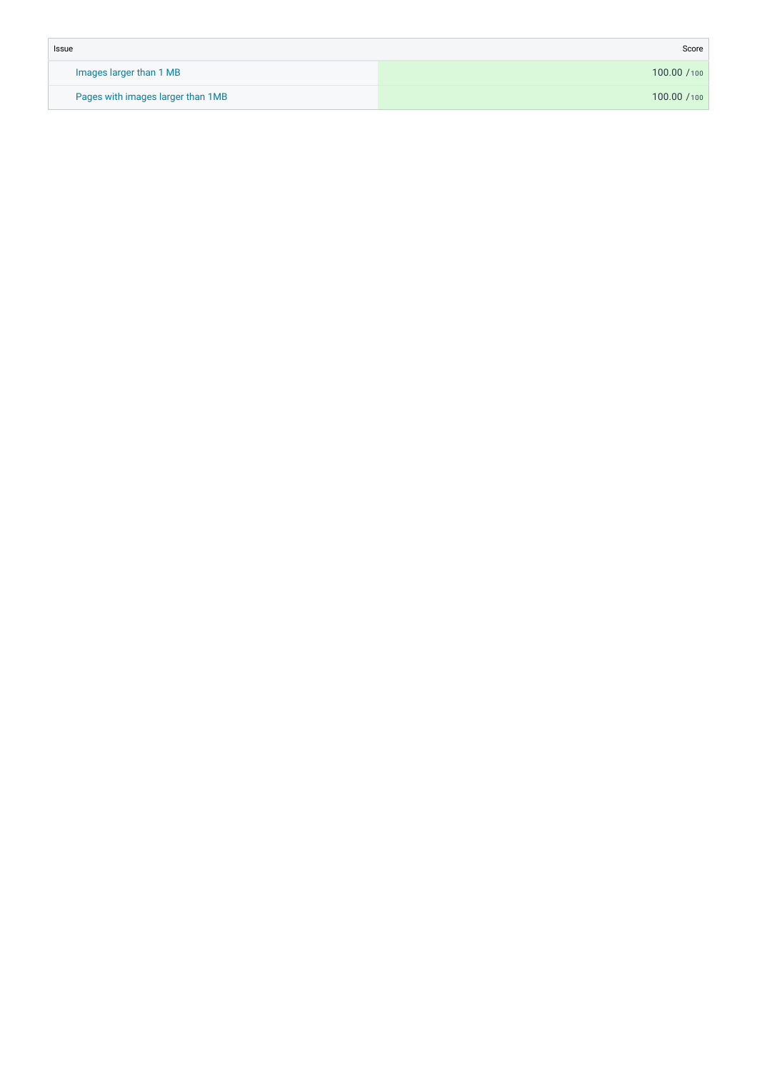| Issue | Score |
| --- | --- |
| Images larger than 1 MB | 100.00 /100 |
| Pages with images larger than 1MB | 100.00 /100 |